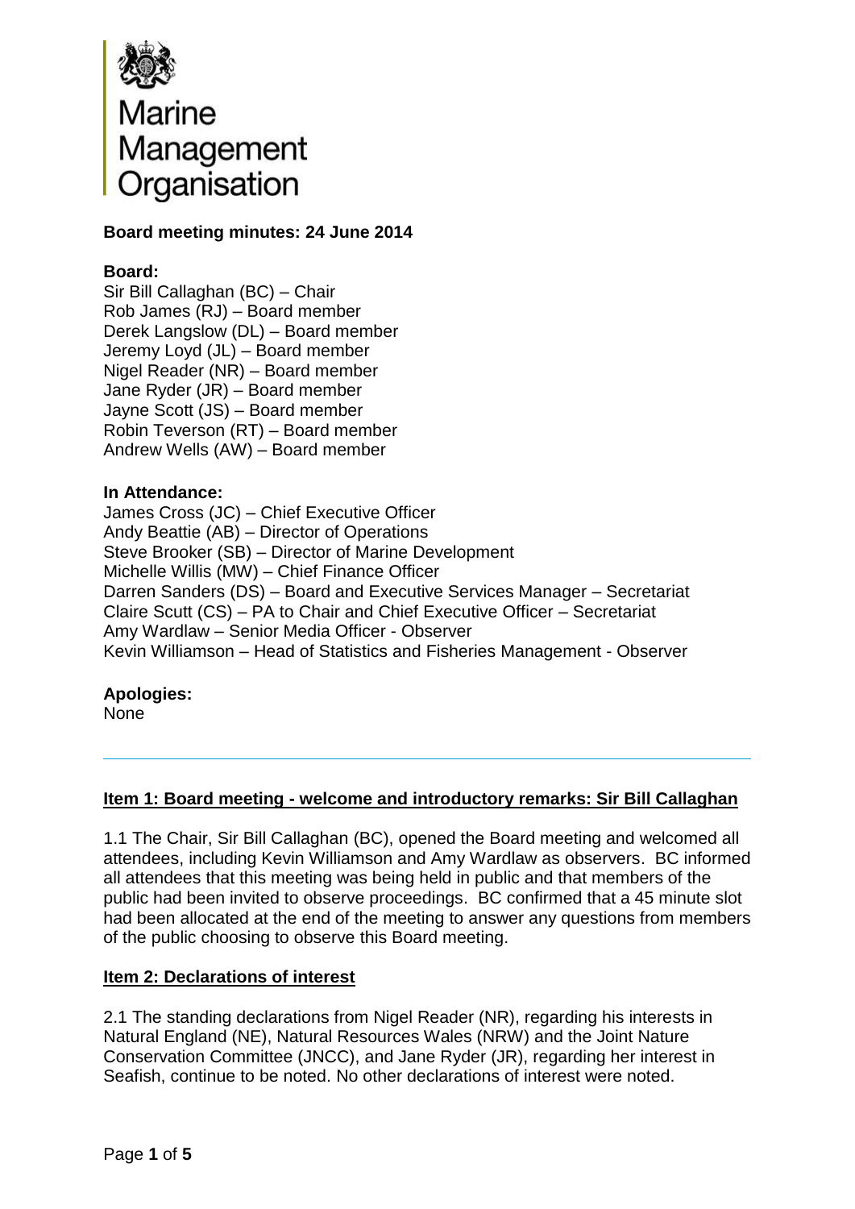Marine Management Organisation

**Board meeting minutes: 24 June 2014**

**Board:**

Sir Bill Callaghan (BC) – Chair
Rob James (RJ) – Board member
Derek Langslow (DL) – Board member
Jeremy Loyd (JL) – Board member
Nigel Reader (NR) – Board member
Jane Ryder (JR) – Board member
Jayne Scott (JS) – Board member
Robin Teverson (RT) – Board member
Andrew Wells (AW) – Board member

**In Attendance:**

James Cross (JC) – Chief Executive Officer
Andy Beattie (AB) – Director of Operations
Steve Brooker (SB) – Director of Marine Development
Michelle Willis (MW) – Chief Finance Officer
Darren Sanders (DS) – Board and Executive Services Manager – Secretariat
Claire Scutt (CS) – PA to Chair and Chief Executive Officer – Secretariat
Amy Wardlaw – Senior Media Officer - Observer
Kevin Williamson – Head of Statistics and Fisheries Management - Observer

**Apologies:**

None

---

**Item 1: Board meeting - welcome and introductory remarks: Sir Bill Callaghan**

1.1 The Chair, Sir Bill Callaghan (BC), opened the Board meeting and welcomed all attendees, including Kevin Williamson and Amy Wardlaw as observers. BC informed all attendees that this meeting was being held in public and that members of the public had been invited to observe proceedings. BC confirmed that a 45 minute slot had been allocated at the end of the meeting to answer any questions from members of the public choosing to observe this Board meeting.

**Item 2: Declarations of interest**

2.1 The standing declarations from Nigel Reader (NR), regarding his interests in Natural England (NE), Natural Resources Wales (NRW) and the Joint Nature Conservation Committee (JNCC), and Jane Ryder (JR), regarding her interest in Seafish, continue to be noted. No other declarations of interest were noted.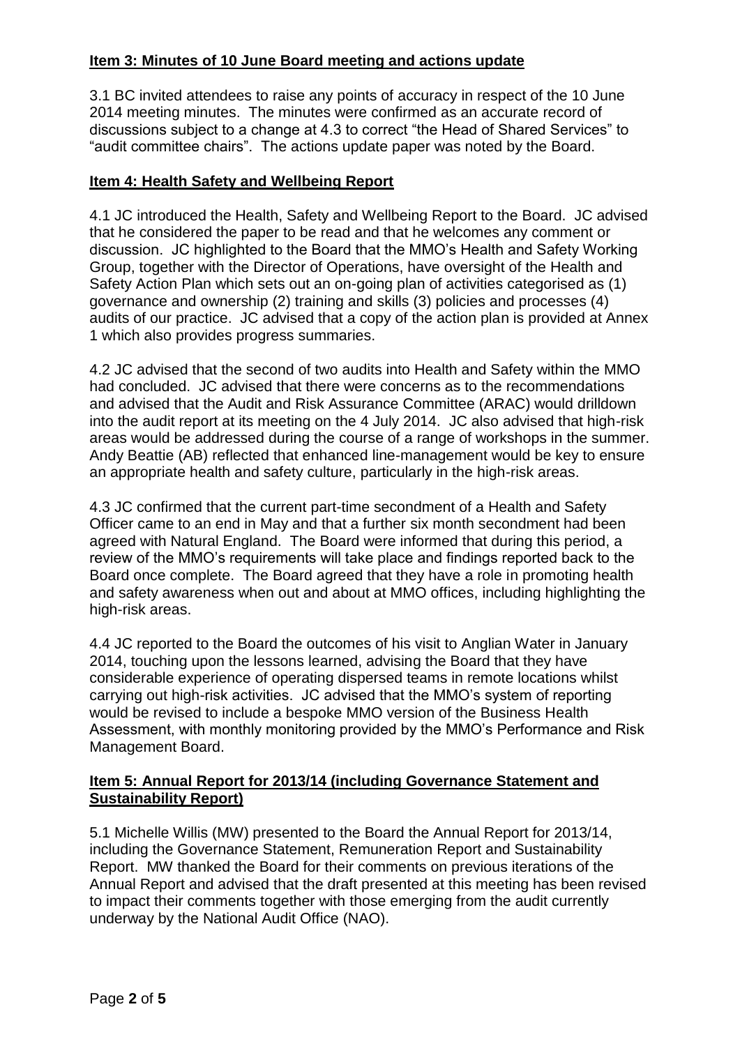**Item 3: Minutes of 10 June Board meeting and actions update**

3.1 BC invited attendees to raise any points of accuracy in respect of the 10 June 2014 meeting minutes. The minutes were confirmed as an accurate record of discussions subject to a change at 4.3 to correct "the Head of Shared Services" to "audit committee chairs". The actions update paper was noted by the Board.

**Item 4: Health Safety and Wellbeing Report**

4.1 JC introduced the Health, Safety and Wellbeing Report to the Board. JC advised that he considered the paper to be read and that he welcomes any comment or discussion. JC highlighted to the Board that the MMO's Health and Safety Working Group, together with the Director of Operations, have oversight of the Health and Safety Action Plan which sets out an on-going plan of activities categorised as (1) governance and ownership (2) training and skills (3) policies and processes (4) audits of our practice. JC advised that a copy of the action plan is provided at Annex 1 which also provides progress summaries.

4.2 JC advised that the second of two audits into Health and Safety within the MMO had concluded. JC advised that there were concerns as to the recommendations and advised that the Audit and Risk Assurance Committee (ARAC) would drilldown into the audit report at its meeting on the 4 July 2014. JC also advised that high-risk areas would be addressed during the course of a range of workshops in the summer. Andy Beattie (AB) reflected that enhanced line-management would be key to ensure an appropriate health and safety culture, particularly in the high-risk areas.

4.3 JC confirmed that the current part-time secondment of a Health and Safety Officer came to an end in May and that a further six month secondment had been agreed with Natural England. The Board were informed that during this period, a review of the MMO's requirements will take place and findings reported back to the Board once complete. The Board agreed that they have a role in promoting health and safety awareness when out and about at MMO offices, including highlighting the high-risk areas.

4.4 JC reported to the Board the outcomes of his visit to Anglian Water in January 2014, touching upon the lessons learned, advising the Board that they have considerable experience of operating dispersed teams in remote locations whilst carrying out high-risk activities. JC advised that the MMO's system of reporting would be revised to include a bespoke MMO version of the Business Health Assessment, with monthly monitoring provided by the MMO's Performance and Risk Management Board.

**Item 5: Annual Report for 2013/14 (including Governance Statement and Sustainability Report)**

5.1 Michelle Willis (MW) presented to the Board the Annual Report for 2013/14, including the Governance Statement, Remuneration Report and Sustainability Report. MW thanked the Board for their draft comments on previous iterations of the Annual Report and advised that the draft presented at this meeting has been revised to impact their comments together with those emerging from the audit currently underway by the National Audit Office (NAO).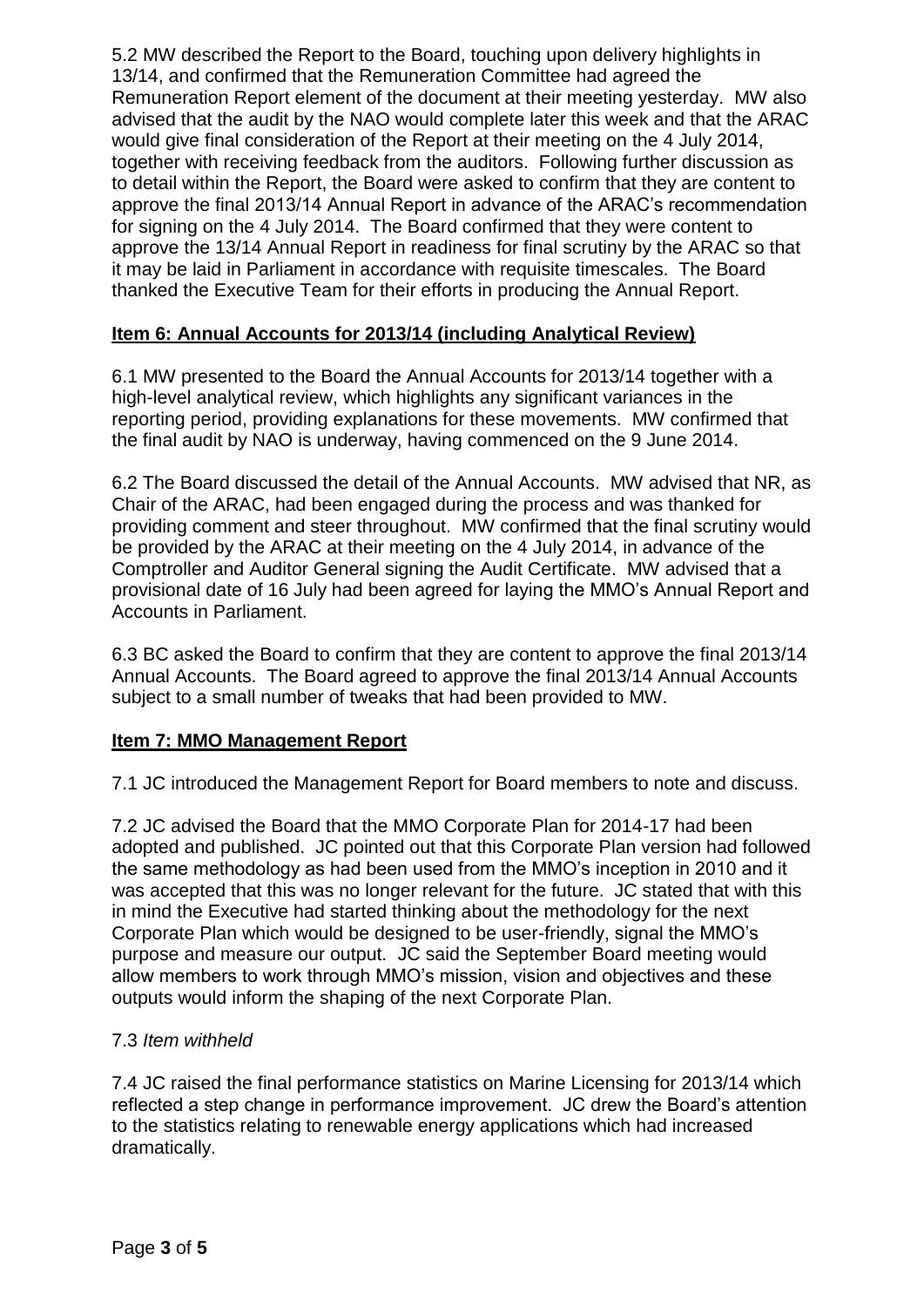5.2 MW described the Report to the Board, touching upon delivery highlights in 13/14, and confirmed that the Remuneration Committee had agreed the Remuneration Report element of the document at their meeting yesterday. MW also advised that the audit by the NAO would complete later this week and that the ARAC would give final consideration of the Report at their meeting on the 4 July 2014, together with receiving feedback from the auditors. Following further discussion as to detail within the Report, the Board were asked to confirm that they are content to approve the final 2013/14 Annual Report in advance of the ARAC's recommendation for signing on the 4 July 2014. The Board confirmed that they were content to approve the 13/14 Annual Report in readiness for final scrutiny by the ARAC so that it may be laid in Parliament in accordance with requisite timescales. The Board thanked the Executive Team for their efforts in producing the Annual Report.

**Item 6: Annual Accounts for 2013/14 (including Analytical Review)**

6.1 MW presented to the Board the Annual Accounts for 2013/14 together with a high-level analytical review, which highlights any significant variances in the reporting period, providing explanations for these movements. MW confirmed that the final audit by NAO is underway, having commenced on the 9 June 2014.

6.2 The Board discussed the detail of the Annual Accounts. MW advised that NR, as Chair of the ARAC, had been engaged during the process and was thanked for providing comment and steer throughout. MW confirmed that the final scrutiny would be provided by the ARAC at their meeting on the 4 July 2014, in advance of the Comptroller and Auditor General signing the Audit Certificate. MW advised that a provisional date of 16 July had been agreed for laying the MMO's Annual Report and Accounts in Parliament.

6.3 BC asked the Board to confirm that they are content to approve the final 2013/14 Annual Accounts. The Board agreed to approve the final 2013/14 Annual Accounts subject to a small number of tweaks that had been provided to MW.

**Item 7: MMO Management Report**

7.1 JC introduced the Management Report for Board members to note and discuss.

7.2 JC advised the Board that the MMO Corporate Plan for 2014-17 had been adopted and published. JC pointed out that this Corporate Plan version had followed the same methodology as had been used from the MMO's inception in 2010 and it was accepted that this was no longer relevant for the future. JC stated that with this in mind the Executive had started thinking about the methodology for the next Corporate Plan which would be designed to be user-friendly, signal the MMO's purpose and measure our output. JC said the September Board meeting would allow members to work through MMO's mission, vision and objectives and these outputs would inform the shaping of the next Corporate Plan.

7.3 *Item withheld*

7.4 JC raised the final performance statistics on Marine Licensing for 2013/14 which reflected a step change in performance improvement. JC drew the Board's attention to the statistics relating to renewable energy applications which had increased dramatically.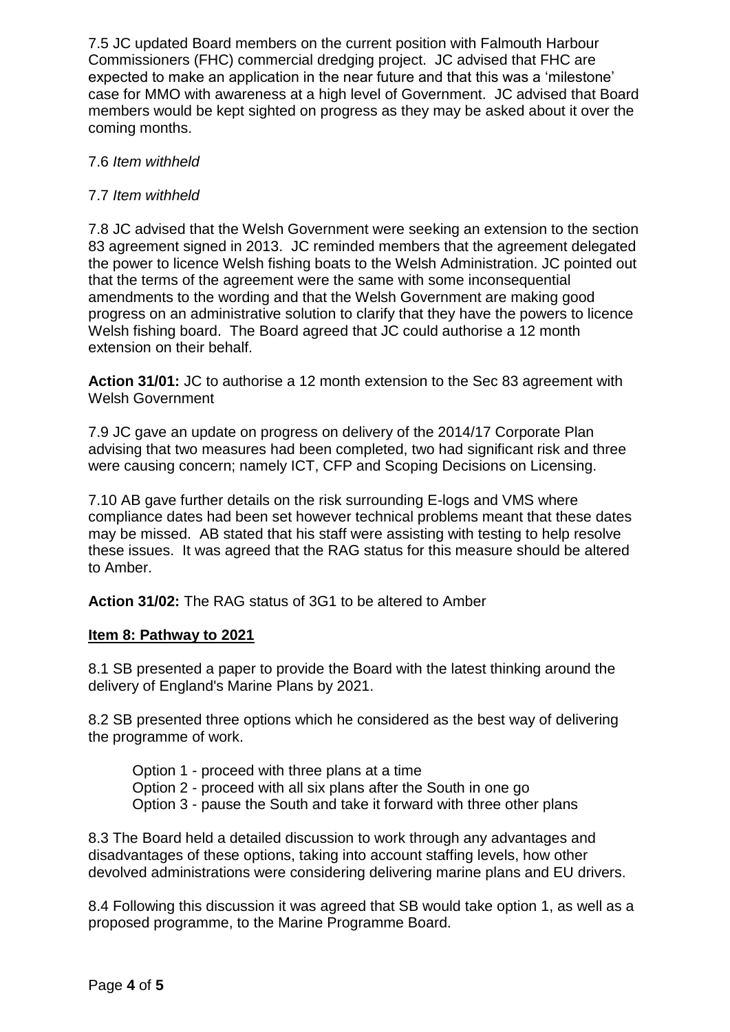7.5 JC updated Board members on the current position with Falmouth Harbour Commissioners (FHC) commercial dredging project. JC advised that FHC are expected to make an application in the near future and that this was a 'milestone' case for MMO with awareness at a high level of Government. JC advised that Board members would be kept sighted on progress as they may be asked about it over the coming months.

7.6 *Item withheld*

7.7 *Item withheld*

7.8 JC advised that the Welsh Government were seeking an extension to the section 83 agreement signed in 2013. JC reminded members that the agreement delegated the power to licence Welsh fishing boats to the Welsh Administration. JC pointed out that the terms of the agreement were the same with some inconsequential amendments to the wording and that the Welsh Government are making good progress on an administrative solution to clarify that they have the powers to licence Welsh fishing board. The Board agreed that JC could authorise a 12 month extension on their behalf.

**Action 31/01:** JC to authorise a 12 month extension to the Sec 83 agreement with Welsh Government

7.9 JC gave an update on progress on delivery of the 2014/17 Corporate Plan advising that two measures had been completed, two had significant risk and three were causing concern; namely ICT, CFP and Scoping Decisions on Licensing.

7.10 AB gave further details on the risk surrounding E-logs and VMS where compliance dates had been set however technical problems meant that these dates may be missed. AB stated that his staff were assisting with testing to help resolve these issues. It was agreed that the RAG status for this measure should be altered to Amber.

**Action 31/02:** The RAG status of 3G1 to be altered to Amber

## Item 8: Pathway to 2021

8.1 SB presented a paper to provide the Board with the latest thinking around the delivery of England's Marine Plans by 2021.

8.2 SB presented three options which he considered as the best way of delivering the programme of work.

Option 1 - proceed with three plans at a time
Option 2 - proceed with all six plans after the South in one go
Option 3 - pause the South and take it forward with three other plans

8.3 The Board held a detailed discussion to work through any advantages and disadvantages of these options, taking into account staffing levels, how other devolved administrations were considering delivering marine plans and EU drivers.

8.4 Following this discussion it was agreed that SB would take option 1, as well as a proposed programme, to the Marine Programme Board.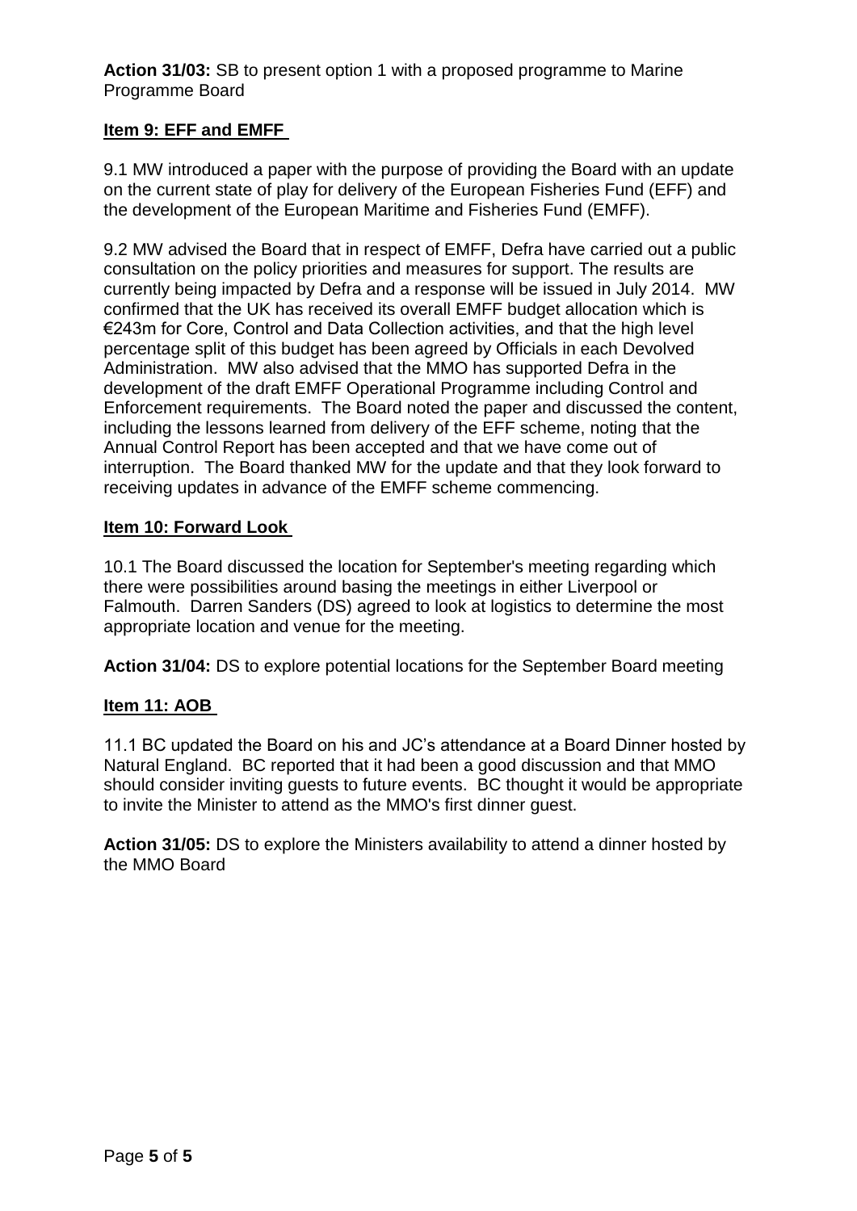**Action 31/03:** SB to present option 1 with a proposed programme to Marine Programme Board

## Item 9: EFF and EMFF

9.1 MW introduced a paper with the purpose of providing the Board with an update on the current state of play for delivery of the European Fisheries Fund (EFF) and the development of the European Maritime and Fisheries Fund (EMFF).

9.2 MW advised the Board that in respect of EMFF, Defra have carried out a public consultation on the policy priorities and measures for support. The results are currently being impacted by Defra and a response will be issued in July 2014. MW confirmed that the UK has received its overall EMFF budget allocation which is €243m for Core, Control and Data Collection activities, and that the high level percentage split of this budget has been agreed by Officials in each Devolved Administration. MW also advised that the MMO has supported Defra in the development of the draft EMFF Operational Programme including Control and Enforcement requirements. The Board noted the paper and discussed the content, including the lessons learned from delivery of the EFF scheme, noting that the Annual Control Report has been accepted and that we have come out of interruption. The Board thanked MW for the update and that they look forward to receiving updates in advance of the EMFF scheme commencing.

## Item 10: Forward Look

10.1 The Board discussed the location for September's meeting regarding which there were possibilities around basing the meetings in either Liverpool or Falmouth. Darren Sanders (DS) agreed to look at logistics to determine the most appropriate location and venue for the meeting.

**Action 31/04:** DS to explore potential locations for the September Board meeting

## Item 11: AOB

11.1 BC updated the Board on his and JC's attendance at a Board Dinner hosted by Natural England. BC reported that it had been a good discussion and that MMO should consider inviting guests to future events. BC thought it would be appropriate to invite the Minister to attend as the MMO's first dinner guest.

**Action 31/05:** DS to explore the Ministers availability to attend a dinner hosted by the MMO Board